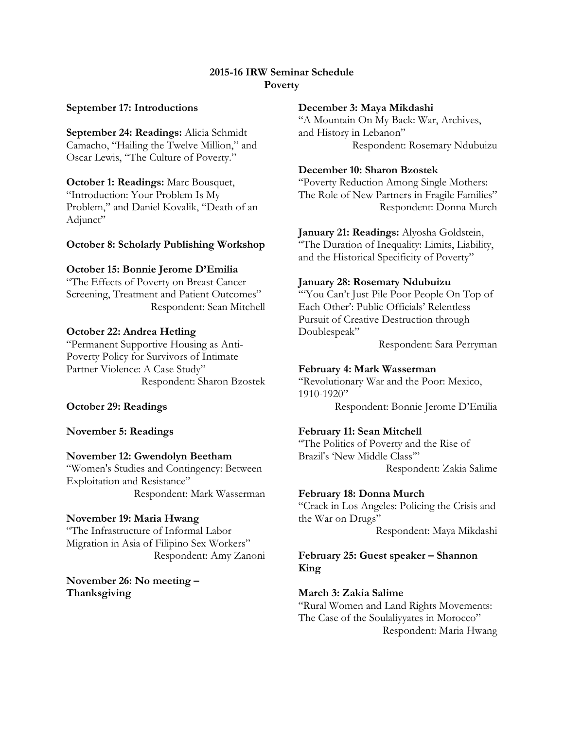**2015-16 IRW Seminar Schedule**
**Poverty**

**September 17: Introductions**

**September 24: Readings:** Alicia Schmidt Camacho, "Hailing the Twelve Million," and Oscar Lewis, "The Culture of Poverty."

**October 1: Readings:** Marc Bousquet, "Introduction: Your Problem Is My Problem," and Daniel Kovalik, "Death of an Adjunct"

**October 8: Scholarly Publishing Workshop**

**October 15: Bonnie Jerome D'Emilia**
"The Effects of Poverty on Breast Cancer Screening, Treatment and Patient Outcomes"
Respondent: Sean Mitchell

**October 22: Andrea Hetling**
"Permanent Supportive Housing as Anti-Poverty Policy for Survivors of Intimate Partner Violence: A Case Study"
Respondent: Sharon Bzostek

**October 29: Readings**

**November 5: Readings**

**November 12: Gwendolyn Beetham**
"Women's Studies and Contingency: Between Exploitation and Resistance"
Respondent: Mark Wasserman

**November 19: Maria Hwang**
"The Infrastructure of Informal Labor Migration in Asia of Filipino Sex Workers"
Respondent: Amy Zanoni

**November 26: No meeting – Thanksgiving**

**December 3: Maya Mikdashi**
"A Mountain On My Back: War, Archives, and History in Lebanon"
Respondent: Rosemary Ndubuizu

**December 10: Sharon Bzostek**
"Poverty Reduction Among Single Mothers: The Role of New Partners in Fragile Families"
Respondent: Donna Murch

**January 21: Readings:** Alyosha Goldstein, "The Duration of Inequality: Limits, Liability, and the Historical Specificity of Poverty"

**January 28: Rosemary Ndubuizu**
"'You Can't Just Pile Poor People On Top of Each Other': Public Officials' Relentless Pursuit of Creative Destruction through Doublespeak"
Respondent: Sara Perryman

**February 4: Mark Wasserman**
"Revolutionary War and the Poor: Mexico, 1910-1920"
Respondent: Bonnie Jerome D'Emilia

**February 11: Sean Mitchell**
"The Politics of Poverty and the Rise of Brazil's 'New Middle Class'"
Respondent: Zakia Salime

**February 18: Donna Murch**
"Crack in Los Angeles: Policing the Crisis and the War on Drugs"
Respondent: Maya Mikdashi

**February 25: Guest speaker – Shannon King**

**March 3: Zakia Salime**
"Rural Women and Land Rights Movements: The Case of the Soulaliyyates in Morocco"
Respondent: Maria Hwang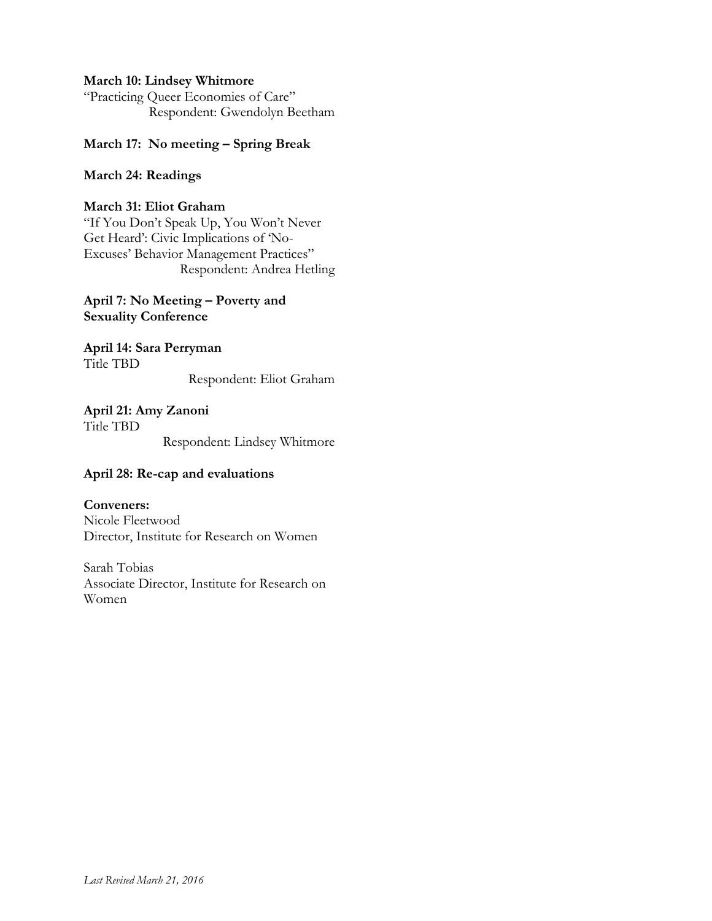**March 10: Lindsey Whitmore**
"Practicing Queer Economies of Care"
Respondent: Gwendolyn Beetham

**March 17: No meeting – Spring Break**

**March 24: Readings**

**March 31: Eliot Graham**
"If You Don't Speak Up, You Won't Never Get Heard': Civic Implications of 'No-Excuses' Behavior Management Practices"
Respondent: Andrea Hetling

**April 7: No Meeting – Poverty and Sexuality Conference**

**April 14: Sara Perryman**
Title TBD
Respondent: Eliot Graham

**April 21: Amy Zanoni**
Title TBD
Respondent: Lindsey Whitmore

**April 28: Re-cap and evaluations**

**Conveners:**
Nicole Fleetwood
Director, Institute for Research on Women

Sarah Tobias
Associate Director, Institute for Research on Women

*Last Revised March 21, 2016*